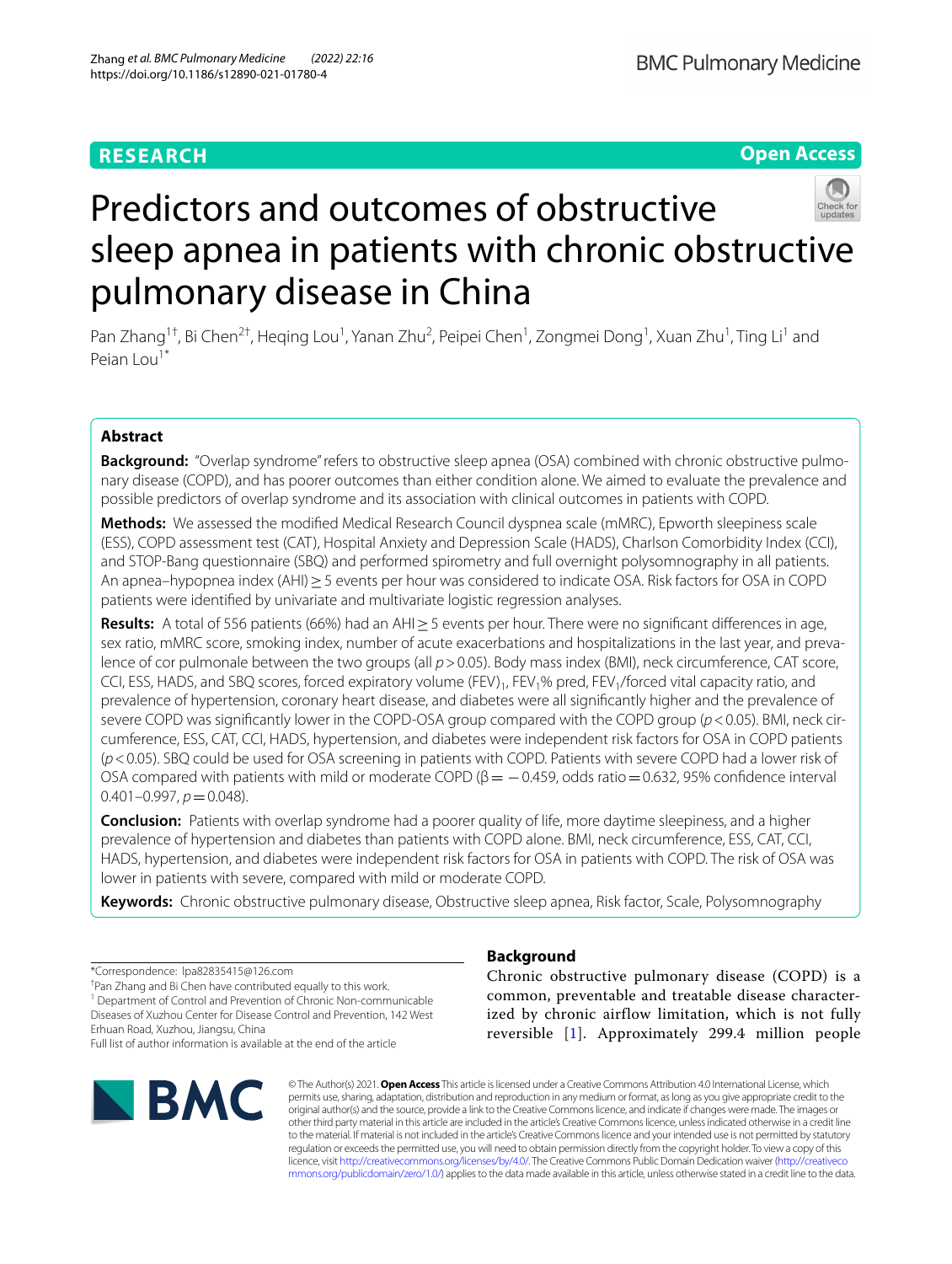RESEARCH

Open Access

# Predictors and outcomes of obstructive sleep apnea in patients with chronic obstructive pulmonary disease in China

Pan Zhang[1†], Bi Chen[2†], Heqing Lou[1], Yanan Zhu[2], Peipei Chen[1], Zongmei Dong[1], Xuan Zhu[1], Ting Li[1] and Peian Lou[1*]

## Abstract

**Background:** "Overlap syndrome" refers to obstructive sleep apnea (OSA) combined with chronic obstructive pulmonary disease (COPD), and has poorer outcomes than either condition alone. We aimed to evaluate the prevalence and possible predictors of overlap syndrome and its association with clinical outcomes in patients with COPD.

**Methods:** We assessed the modified Medical Research Council dyspnea scale (mMRC), Epworth sleepiness scale (ESS), COPD assessment test (CAT), Hospital Anxiety and Depression Scale (HADS), Charlson Comorbidity Index (CCI), and STOP-Bang questionnaire (SBQ) and performed spirometry and full overnight polysomnography in all patients. An apnea–hypopnea index (AHI) ≥ 5 events per hour was considered to indicate OSA. Risk factors for OSA in COPD patients were identified by univariate and multivariate logistic regression analyses.

**Results:** A total of 556 patients (66%) had an AHI ≥ 5 events per hour. There were no significant differences in age, sex ratio, mMRC score, smoking index, number of acute exacerbations and hospitalizations in the last year, and prevalence of cor pulmonale between the two groups (all $p > 0.05$). Body mass index (BMI), neck circumference, CAT score, CCI, ESS, HADS, and SBQ scores, forced expiratory volume (FEV)$_1$, FEV$_1$% pred, FEV$_1$/forced vital capacity ratio, and prevalence of hypertension, coronary heart disease, and diabetes were all significantly higher and the prevalence of severe COPD was significantly lower in the COPD-OSA group compared with the COPD group ($p < 0.05$). BMI, neck circumference, ESS, CAT, CCI, HADS, hypertension, and diabetes were independent risk factors for OSA in COPD patients ($p < 0.05$). SBQ could be used for OSA screening in patients with COPD. Patients with severe COPD had a lower risk of OSA compared with patients with mild or moderate COPD (β = − 0.459, odds ratio = 0.632, 95% confidence interval 0.401–0.997, $p = 0.048$).

**Conclusion:** Patients with overlap syndrome had a poorer quality of life, more daytime sleepiness, and a higher prevalence of hypertension and diabetes than patients with COPD alone. BMI, neck circumference, ESS, CAT, CCI, HADS, hypertension, and diabetes were independent risk factors for OSA in patients with COPD. The risk of OSA was lower in patients with severe, compared with mild or moderate COPD.

**Keywords:** Chronic obstructive pulmonary disease, Obstructive sleep apnea, Risk factor, Scale, Polysomnography

*Correspondence: lpa82835415@126.com
†Pan Zhang and Bi Chen have contributed equally to this work.
[1] Department of Control and Prevention of Chronic Non-communicable Diseases of Xuzhou Center for Disease Control and Prevention, 142 West Erhuan Road, Xuzhou, Jiangsu, China
Full list of author information is available at the end of the article

## Background

Chronic obstructive pulmonary disease (COPD) is a common, preventable and treatable disease characterized by chronic airflow limitation, which is not fully reversible [1]. Approximately 299.4 million people

© The Author(s) 2021. **Open Access** This article is licensed under a Creative Commons Attribution 4.0 International License, which permits use, sharing, adaptation, distribution and reproduction in any medium or format, as long as you give appropriate credit to the original author(s) and the source, provide a link to the Creative Commons licence, and indicate if changes were made. The images or other third party material in this article are included in the article's Creative Commons licence, unless indicated otherwise in a credit line to the material. If material is not included in the article's Creative Commons licence and your intended use is not permitted by statutory regulation or exceeds the permitted use, you will need to obtain permission directly from the copyright holder. To view a copy of this licence, visit http://creativecommons.org/licenses/by/4.0/. The Creative Commons Public Domain Dedication waiver (http://creativecommons.org/publicdomain/zero/1.0/) applies to the data made available in this article, unless otherwise stated in a credit line to the data.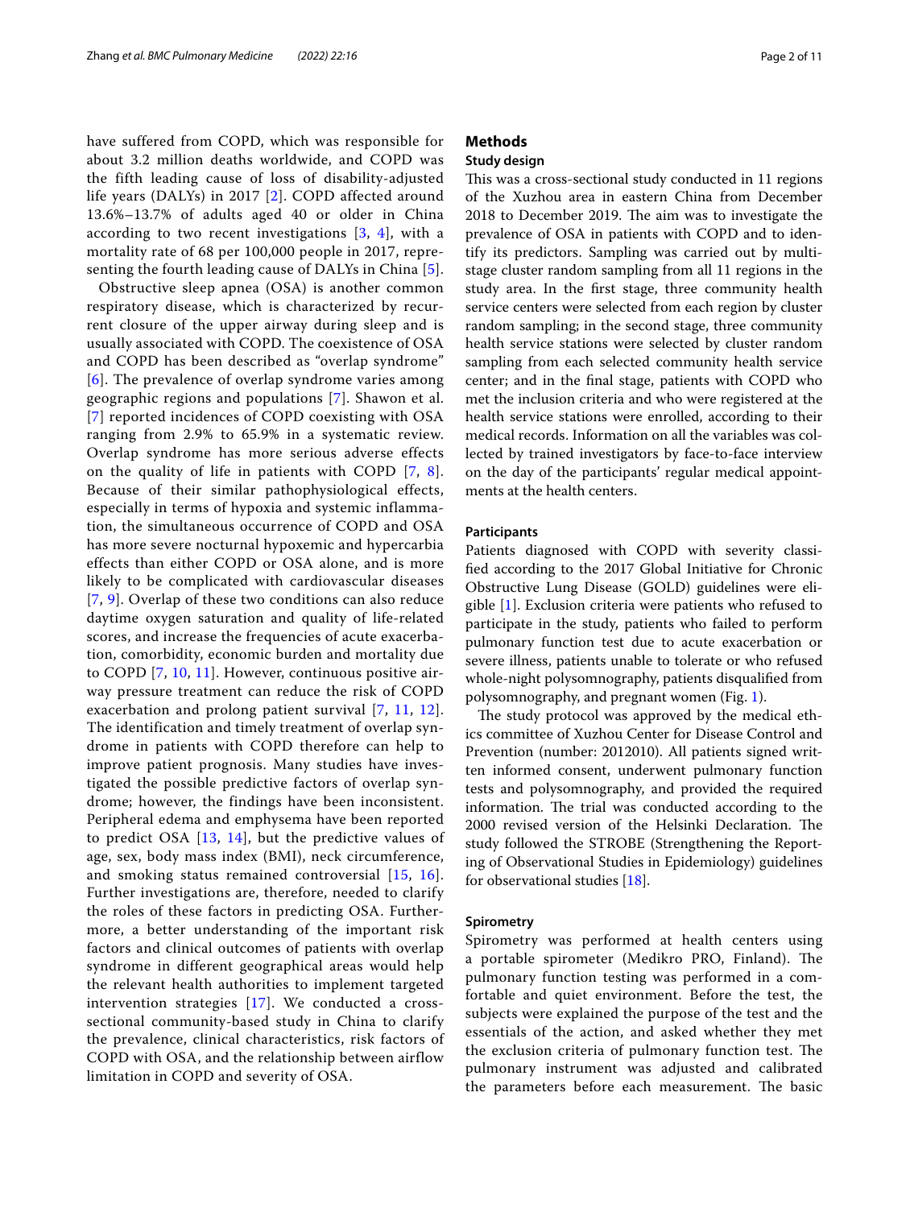have suffered from COPD, which was responsible for about 3.2 million deaths worldwide, and COPD was the fifth leading cause of loss of disability-adjusted life years (DALYs) in 2017 [2]. COPD affected around 13.6%–13.7% of adults aged 40 or older in China according to two recent investigations [3, 4], with a mortality rate of 68 per 100,000 people in 2017, representing the fourth leading cause of DALYs in China [5].

Obstructive sleep apnea (OSA) is another common respiratory disease, which is characterized by recurrent closure of the upper airway during sleep and is usually associated with COPD. The coexistence of OSA and COPD has been described as "overlap syndrome" [6]. The prevalence of overlap syndrome varies among geographic regions and populations [7]. Shawon et al. [7] reported incidences of COPD coexisting with OSA ranging from 2.9% to 65.9% in a systematic review. Overlap syndrome has more serious adverse effects on the quality of life in patients with COPD [7, 8]. Because of their similar pathophysiological effects, especially in terms of hypoxia and systemic inflammation, the simultaneous occurrence of COPD and OSA has more severe nocturnal hypoxemic and hypercarbia effects than either COPD or OSA alone, and is more likely to be complicated with cardiovascular diseases [7, 9]. Overlap of these two conditions can also reduce daytime oxygen saturation and quality of life-related scores, and increase the frequencies of acute exacerbation, comorbidity, economic burden and mortality due to COPD [7, 10, 11]. However, continuous positive airway pressure treatment can reduce the risk of COPD exacerbation and prolong patient survival [7, 11, 12]. The identification and timely treatment of overlap syndrome in patients with COPD therefore can help to improve patient prognosis. Many studies have investigated the possible predictive factors of overlap syndrome; however, the findings have been inconsistent. Peripheral edema and emphysema have been reported to predict OSA [13, 14], but the predictive values of age, sex, body mass index (BMI), neck circumference, and smoking status remained controversial [15, 16]. Further investigations are, therefore, needed to clarify the roles of these factors in predicting OSA. Furthermore, a better understanding of the important risk factors and clinical outcomes of patients with overlap syndrome in different geographical areas would help the relevant health authorities to implement targeted intervention strategies [17]. We conducted a cross-sectional community-based study in China to clarify the prevalence, clinical characteristics, risk factors of COPD with OSA, and the relationship between airflow limitation in COPD and severity of OSA.

## Methods

### Study design

This was a cross-sectional study conducted in 11 regions of the Xuzhou area in eastern China from December 2018 to December 2019. The aim was to investigate the prevalence of OSA in patients with COPD and to identify its predictors. Sampling was carried out by multi-stage cluster random sampling from all 11 regions in the study area. In the first stage, three community health service centers were selected from each region by cluster random sampling; in the second stage, three community health service stations were selected by cluster random sampling from each selected community health service center; and in the final stage, patients with COPD who met the inclusion criteria and who were registered at the health service stations were enrolled, according to their medical records. Information on all the variables was collected by trained investigators by face-to-face interview on the day of the participants' regular medical appointments at the health centers.

### Participants

Patients diagnosed with COPD with severity classified according to the 2017 Global Initiative for Chronic Obstructive Lung Disease (GOLD) guidelines were eligible [1]. Exclusion criteria were patients who refused to participate in the study, patients who failed to perform pulmonary function test due to acute exacerbation or severe illness, patients unable to tolerate or who refused whole-night polysomnography, patients disqualified from polysomnography, and pregnant women (Fig. 1).

The study protocol was approved by the medical ethics committee of Xuzhou Center for Disease Control and Prevention (number: 2012010). All patients signed written informed consent, underwent pulmonary function tests and polysomnography, and provided the required information. The trial was conducted according to the 2000 revised version of the Helsinki Declaration. The study followed the STROBE (Strengthening the Reporting of Observational Studies in Epidemiology) guidelines for observational studies [18].

### Spirometry

Spirometry was performed at health centers using a portable spirometer (Medikro PRO, Finland). The pulmonary function testing was performed in a comfortable and quiet environment. Before the test, the subjects were explained the purpose of the test and the essentials of the action, and asked whether they met the exclusion criteria of pulmonary function test. The pulmonary instrument was adjusted and calibrated the parameters before each measurement. The basic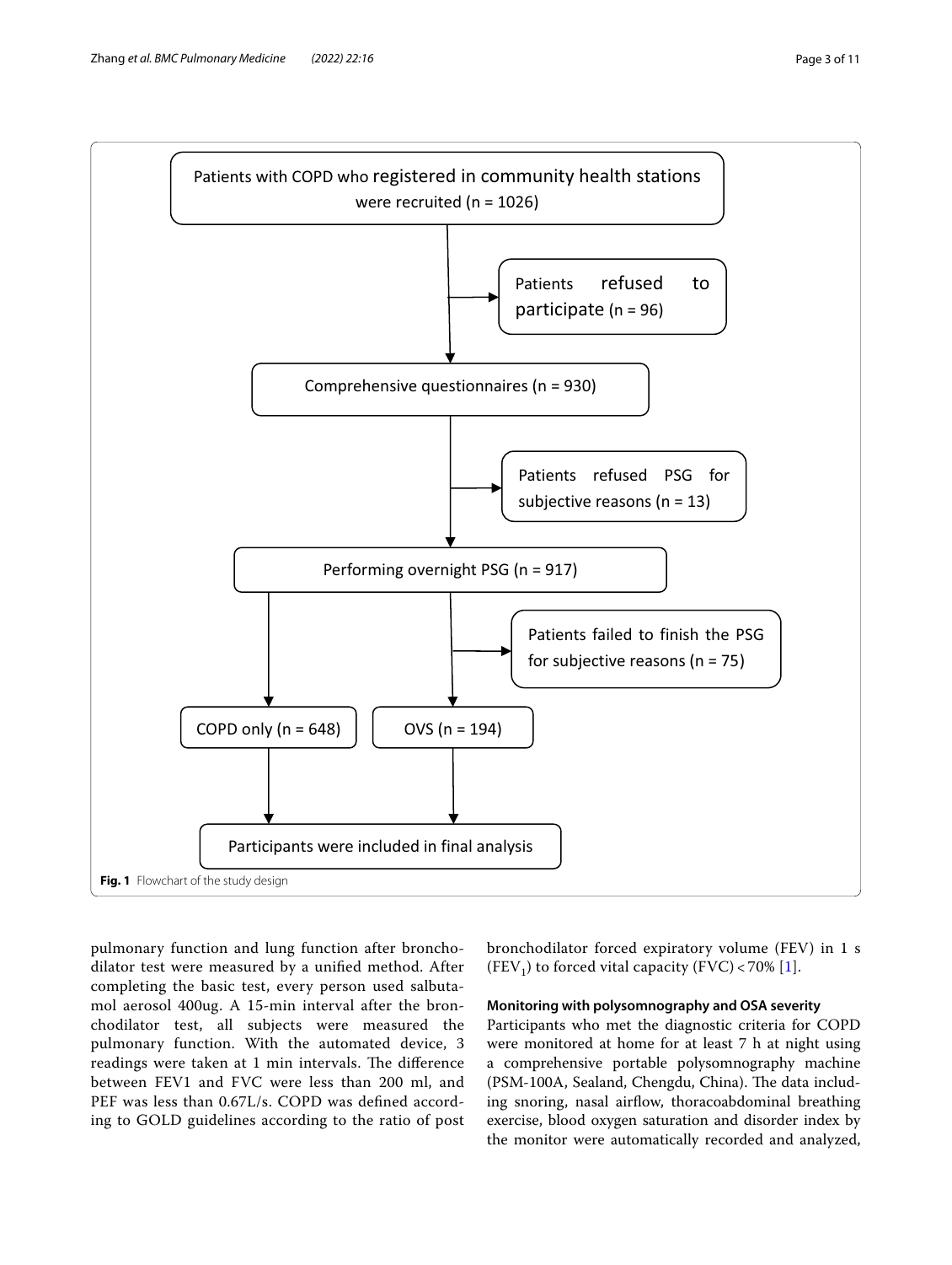Patients with COPD who registered in community health stations were recruited (n = 1026)

Patients refused to participate (n = 96)

Comprehensive questionnaires (n = 930)

Patients refused PSG for subjective reasons (n = 13)

Performing overnight PSG (n = 917)

Patients failed to finish the PSG for subjective reasons (n = 75)

COPD only (n = 648)

OVS (n = 194)

Participants were included in final analysis

**Fig. 1** Flowchart of the study design

pulmonary function and lung function after bronchodilator test were measured by a unified method. After completing the basic test, every person used salbutamol aerosol 400ug. A 15-min interval after the bronchodilator test, all subjects were measured the pulmonary function. With the automated device, 3 readings were taken at 1 min intervals. The difference between FEV1 and FVC were less than 200 ml, and PEF was less than 0.67L/s. COPD was defined according to GOLD guidelines according to the ratio of post bronchodilator forced expiratory volume (FEV) in 1 s ($FEV_1$) to forced vital capacity (FVC) < 70% [1].

#### Monitoring with polysomnography and OSA severity

Participants who met the diagnostic criteria for COPD were monitored at home for at least 7 h at night using a comprehensive portable polysomnography machine (PSM-100A, Sealand, Chengdu, China). The data including snoring, nasal airflow, thoracoabdominal breathing exercise, blood oxygen saturation and disorder index by the monitor were automatically recorded and analyzed,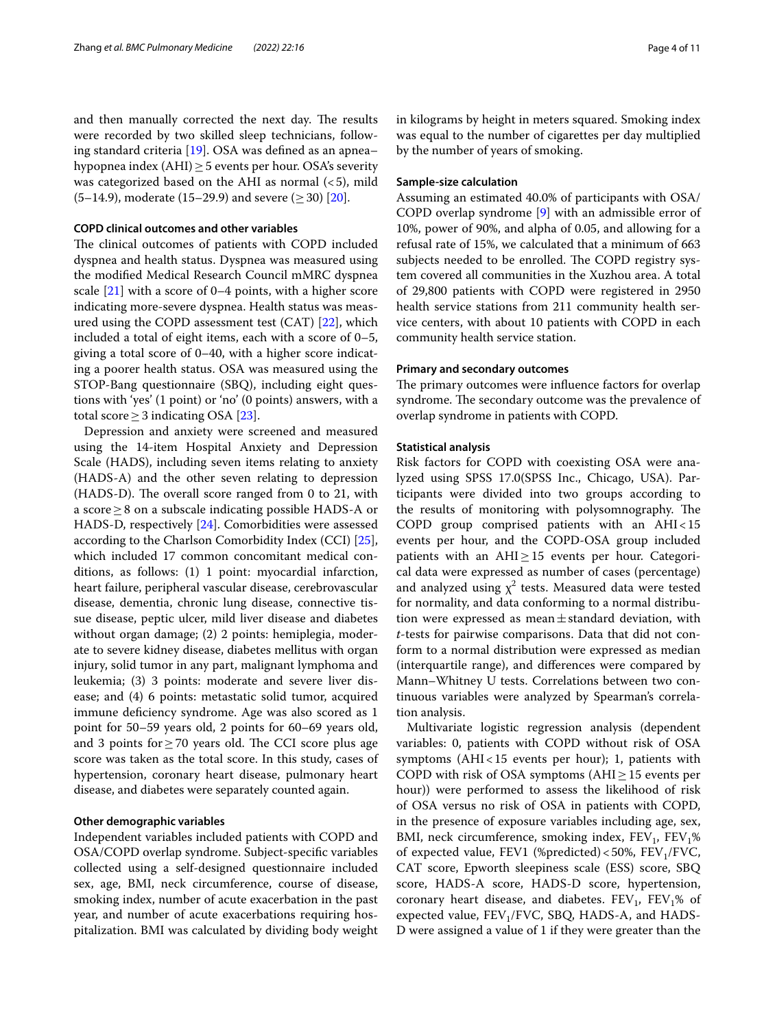and then manually corrected the next day. The results were recorded by two skilled sleep technicians, following standard criteria [19]. OSA was defined as an apnea–hypopnea index (AHI) ≥ 5 events per hour. OSA's severity was categorized based on the AHI as normal (< 5), mild (5–14.9), moderate (15–29.9) and severe (≥ 30) [20].

### COPD clinical outcomes and other variables

The clinical outcomes of patients with COPD included dyspnea and health status. Dyspnea was measured using the modified Medical Research Council mMRC dyspnea scale [21] with a score of 0–4 points, with a higher score indicating more-severe dyspnea. Health status was measured using the COPD assessment test (CAT) [22], which included a total of eight items, each with a score of 0–5, giving a total score of 0–40, with a higher score indicating a poorer health status. OSA was measured using the STOP-Bang questionnaire (SBQ), including eight questions with 'yes' (1 point) or 'no' (0 points) answers, with a total score ≥ 3 indicating OSA [23].

Depression and anxiety were screened and measured using the 14-item Hospital Anxiety and Depression Scale (HADS), including seven items relating to anxiety (HADS-A) and the other seven relating to depression (HADS-D). The overall score ranged from 0 to 21, with a score ≥ 8 on a subscale indicating possible HADS-A or HADS-D, respectively [24]. Comorbidities were assessed according to the Charlson Comorbidity Index (CCI) [25], which included 17 common concomitant medical conditions, as follows: (1) 1 point: myocardial infarction, heart failure, peripheral vascular disease, cerebrovascular disease, dementia, chronic lung disease, connective tissue disease, peptic ulcer, mild liver disease and diabetes without organ damage; (2) 2 points: hemiplegia, moderate to severe kidney disease, diabetes mellitus with organ injury, solid tumor in any part, malignant lymphoma and leukemia; (3) 3 points: moderate and severe liver disease; and (4) 6 points: metastatic solid tumor, acquired immune deficiency syndrome. Age was also scored as 1 point for 50–59 years old, 2 points for 60–69 years old, and 3 points for ≥ 70 years old. The CCI score plus age score was taken as the total score. In this study, cases of hypertension, coronary heart disease, pulmonary heart disease, and diabetes were separately counted again.

### Other demographic variables

Independent variables included patients with COPD and OSA/COPD overlap syndrome. Subject-specific variables collected using a self-designed questionnaire included sex, age, BMI, neck circumference, course of disease, smoking index, number of acute exacerbation in the past year, and number of acute exacerbations requiring hospitalization. BMI was calculated by dividing body weight in kilograms by height in meters squared. Smoking index was equal to the number of cigarettes per day multiplied by the number of years of smoking.

### Sample-size calculation

Assuming an estimated 40.0% of participants with OSA/COPD overlap syndrome [9] with an admissible error of 10%, power of 90%, and alpha of 0.05, and allowing for a refusal rate of 15%, we calculated that a minimum of 663 subjects needed to be enrolled. The COPD registry system covered all communities in the Xuzhou area. A total of 29,800 patients with COPD were registered in 2950 health service stations from 211 community health service centers, with about 10 patients with COPD in each community health service station.

### Primary and secondary outcomes

The primary outcomes were influence factors for overlap syndrome. The secondary outcome was the prevalence of overlap syndrome in patients with COPD.

### Statistical analysis

Risk factors for COPD with coexisting OSA were analyzed using SPSS 17.0(SPSS Inc., Chicago, USA). Participants were divided into two groups according to the results of monitoring with polysomnography. The COPD group comprised patients with an AHI < 15 events per hour, and the COPD-OSA group included patients with an AHI ≥ 15 events per hour. Categorical data were expressed as number of cases (percentage) and analyzed using $\chi^2$ tests. Measured data were tested for normality, and data conforming to a normal distribution were expressed as mean ± standard deviation, with *t*-tests for pairwise comparisons. Data that did not conform to a normal distribution were expressed as median (interquartile range), and differences were compared by Mann–Whitney U tests. Correlations between two continuous variables were analyzed by Spearman's correlation analysis.

Multivariate logistic regression analysis (dependent variables: 0, patients with COPD without risk of OSA symptoms (AHI < 15 events per hour); 1, patients with COPD with risk of OSA symptoms (AHI ≥ 15 events per hour)) were performed to assess the likelihood of risk of OSA versus no risk of OSA in patients with COPD, in the presence of exposure variables including age, sex, BMI, neck circumference, smoking index, $FEV_1$, $FEV_1$% of expected value, FEV1 (%predicted) < 50%, $FEV_1$/FVC, CAT score, Epworth sleepiness scale (ESS) score, SBQ score, HADS-A score, HADS-D score, hypertension, coronary heart disease, and diabetes. $FEV_1$, $FEV_1$% of expected value, $FEV_1$/FVC, SBQ, HADS-A, and HADS-D were assigned a value of 1 if they were greater than the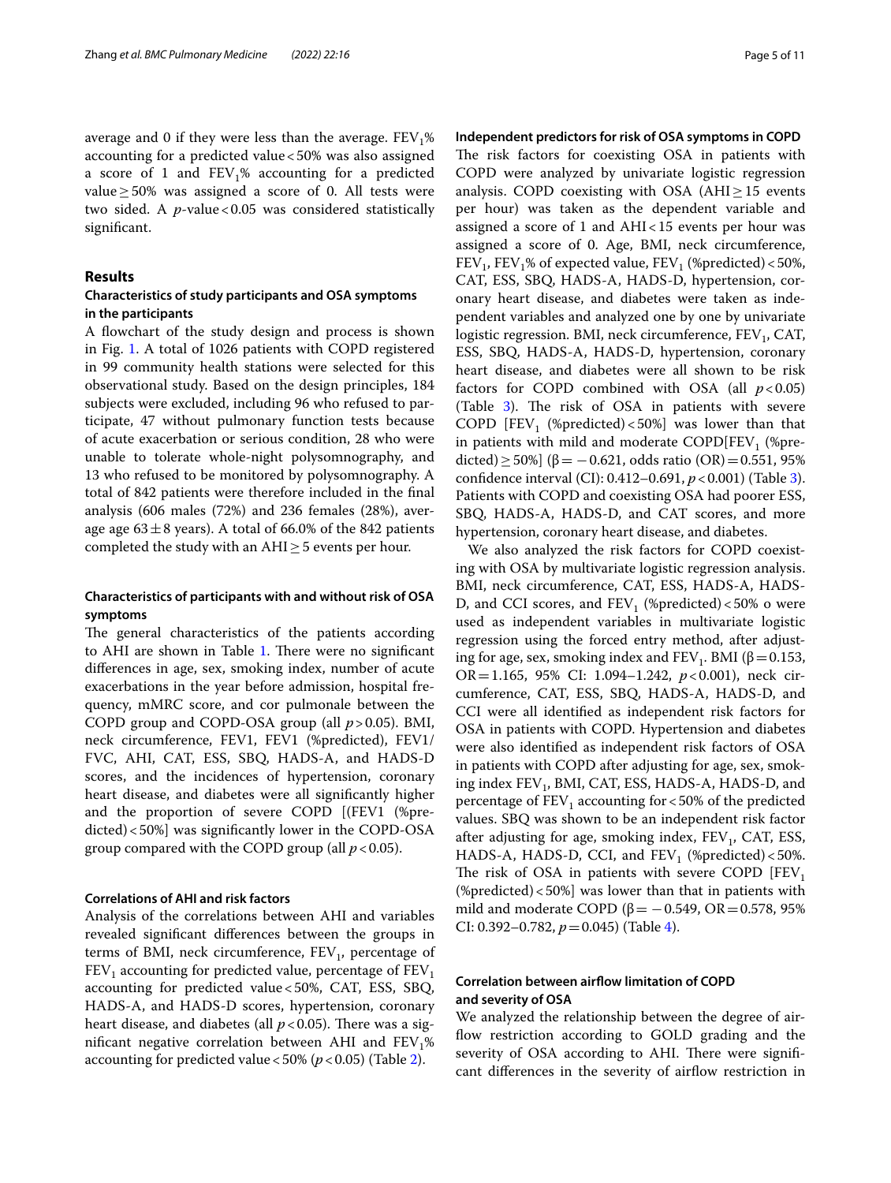average and 0 if they were less than the average. $FEV_1$% accounting for a predicted value < 50% was also assigned a score of 1 and $FEV_1$% accounting for a predicted value ≥ 50% was assigned a score of 0. All tests were two sided. A *p*-value < 0.05 was considered statistically significant.

## Results

### Characteristics of study participants and OSA symptoms in the participants

A flowchart of the study design and process is shown in Fig. 1. A total of 1026 patients with COPD registered in 99 community health stations were selected for this observational study. Based on the design principles, 184 subjects were excluded, including 96 who refused to participate, 47 without pulmonary function tests because of acute exacerbation or serious condition, 28 who were unable to tolerate whole-night polysomnography, and 13 who refused to be monitored by polysomnography. A total of 842 patients were therefore included in the final analysis (606 males (72%) and 236 females (28%), average age 63 ± 8 years). A total of 66.0% of the 842 patients completed the study with an AHI ≥ 5 events per hour.

### Characteristics of participants with and without risk of OSA symptoms

The general characteristics of the patients according to AHI are shown in Table 1. There were no significant differences in age, sex, smoking index, number of acute exacerbations in the year before admission, hospital frequency, mMRC score, and cor pulmonale between the COPD group and COPD-OSA group (all $p > 0.05$). BMI, neck circumference, FEV1, FEV1 (%predicted), FEV1/FVC, AHI, CAT, ESS, SBQ, HADS-A, and HADS-D scores, and the incidences of hypertension, coronary heart disease, and diabetes were all significantly higher and the proportion of severe COPD [(FEV1 (%predicted) < 50%] was significantly lower in the COPD-OSA group compared with the COPD group (all $p < 0.05$).

### Correlations of AHI and risk factors

Analysis of the correlations between AHI and variables revealed significant differences between the groups in terms of BMI, neck circumference, $FEV_1$, percentage of $FEV_1$ accounting for predicted value, percentage of $FEV_1$ accounting for predicted value < 50%, CAT, ESS, SBQ, HADS-A, and HADS-D scores, hypertension, coronary heart disease, and diabetes (all $p < 0.05$). There was a significant negative correlation between AHI and $FEV_1$% accounting for predicted value < 50% ($p < 0.05$) (Table 2).

### Independent predictors for risk of OSA symptoms in COPD

The risk factors for coexisting OSA in patients with COPD were analyzed by univariate logistic regression analysis. COPD coexisting with OSA (AHI ≥ 15 events per hour) was taken as the dependent variable and assigned a score of 1 and AHI < 15 events per hour was assigned a score of 0. Age, BMI, neck circumference, $FEV_1$, $FEV_1$% of expected value, $FEV_1$ (%predicted) < 50%, CAT, ESS, SBQ, HADS-A, HADS-D, hypertension, coronary heart disease, and diabetes were taken as independent variables and analyzed one by one by univariate logistic regression. BMI, neck circumference, $FEV_1$, CAT, ESS, SBQ, HADS-A, HADS-D, hypertension, coronary heart disease, and diabetes were all shown to be risk factors for COPD combined with OSA (all $p < 0.05$) (Table 3). The risk of OSA in patients with severe COPD [$FEV_1$ (%predicted) < 50%] was lower than that in patients with mild and moderate COPD[$FEV_1$ (%predicted) ≥ 50%] (β = −0.621, odds ratio (OR) = 0.551, 95% confidence interval (CI): 0.412–0.691, $p < 0.001$) (Table 3). Patients with COPD and coexisting OSA had poorer ESS, SBQ, HADS-A, HADS-D, and CAT scores, and more hypertension, coronary heart disease, and diabetes.

We also analyzed the risk factors for COPD coexisting with OSA by multivariate logistic regression analysis. BMI, neck circumference, CAT, ESS, HADS-A, HADS-D, and CCI scores, and $FEV_1$ (%predicted) < 50% o were used as independent variables in multivariate logistic regression using the forced entry method, after adjusting for age, sex, smoking index and $FEV_1$. BMI (β = 0.153, OR = 1.165, 95% CI: 1.094–1.242, $p < 0.001$), neck circumference, CAT, ESS, SBQ, HADS-A, HADS-D, and CCI were all identified as independent risk factors for OSA in patients with COPD. Hypertension and diabetes were also identified as independent risk factors of OSA in patients with COPD after adjusting for age, sex, smoking index $FEV_1$, BMI, CAT, ESS, HADS-A, HADS-D, and percentage of $FEV_1$ accounting for < 50% of the predicted values. SBQ was shown to be an independent risk factor after adjusting for age, smoking index, $FEV_1$, CAT, ESS, HADS-A, HADS-D, CCI, and $FEV_1$ (%predicted) < 50%. The risk of OSA in patients with severe COPD [$FEV_1$ (%predicted) < 50%] was lower than that in patients with mild and moderate COPD (β = −0.549, OR = 0.578, 95% CI: 0.392–0.782, $p = 0.045$) (Table 4).

### Correlation between airflow limitation of COPD and severity of OSA

We analyzed the relationship between the degree of airflow restriction according to GOLD grading and the severity of OSA according to AHI. There were significant differences in the severity of airflow restriction in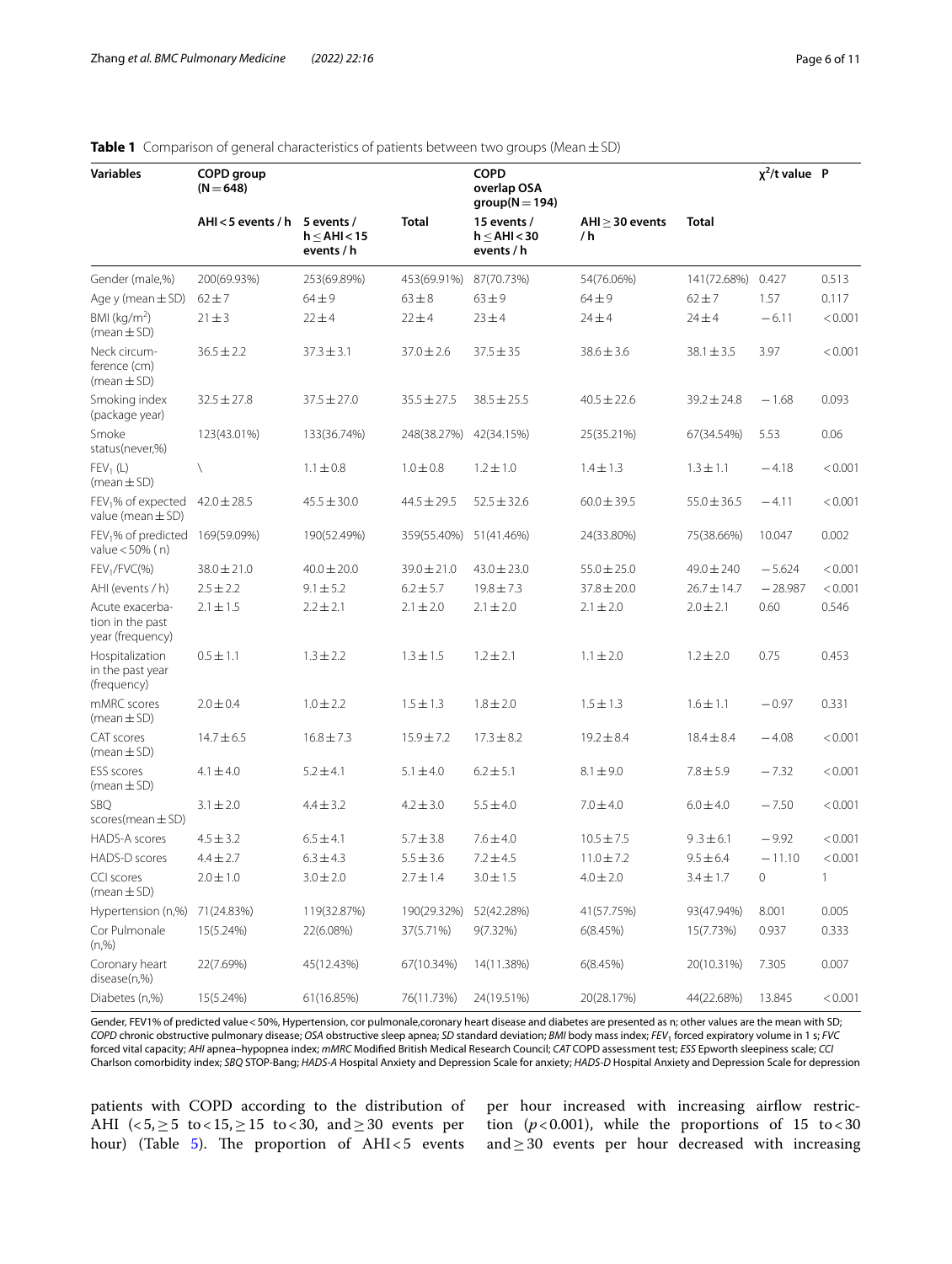**Table 1** Comparison of general characteristics of patients between two groups (Mean ± SD)

| Variables | COPD group (N = 648) | | | COPD overlap OSA group(N = 194) | | | $\chi^2$/t value | P |
|---|---|---|---|---|---|---|---|---|
| | AHI < 5 events / h | 5 events / h ≤ AHI < 15 events / h | Total | 15 events / h ≤ AHI < 30 events / h | AHI ≥ 30 events / h | Total | | |
| Gender (male,%) | 200(69.93%) | 253(69.89%) | 453(69.91%) | 87(70.73%) | 54(76.06%) | 141(72.68%) | 0.427 | 0.513 |
| Age y (mean ± SD) | 62 ± 7 | 64 ± 9 | 63 ± 8 | 63 ± 9 | 64 ± 9 | 62 ± 7 | 1.57 | 0.117 |
| BMI ($kg/m^2$) (mean ± SD) | 21 ± 3 | 22 ± 4 | 22 ± 4 | 23 ± 4 | 24 ± 4 | 24 ± 4 | −6.11 | < 0.001 |
| Neck circumference (cm) (mean ± SD) | 36.5 ± 2.2 | 37.3 ± 3.1 | 37.0 ± 2.6 | 37.5 ± 35 | 38.6 ± 3.6 | 38.1 ± 3.5 | 3.97 | < 0.001 |
| Smoking index (package year) | 32.5 ± 27.8 | 37.5 ± 27.0 | 35.5 ± 27.5 | 38.5 ± 25.5 | 40.5 ± 22.6 | 39.2 ± 24.8 | −1.68 | 0.093 |
| Smoke status(never,%) | 123(43.01%) | 133(36.74%) | 248(38.27%) | 42(34.15%) | 25(35.21%) | 67(34.54%) | 5.53 | 0.06 |
| $FEV_1$ (L) (mean ± SD) | \ | 1.1 ± 0.8 | 1.0 ± 0.8 | 1.2 ± 1.0 | 1.4 ± 1.3 | 1.3 ± 1.1 | −4.18 | < 0.001 |
| $FEV_1$% of expected value (mean ± SD) | 42.0 ± 28.5 | 45.5 ± 30.0 | 44.5 ± 29.5 | 52.5 ± 32.6 | 60.0 ± 39.5 | 55.0 ± 36.5 | −4.11 | < 0.001 |
| $FEV_1$% of predicted value < 50% ( n) | 169(59.09%) | 190(52.49%) | 359(55.40%) | 51(41.46%) | 24(33.80%) | 75(38.66%) | 10.047 | 0.002 |
| $FEV_1$/FVC(%) | 38.0 ± 21.0 | 40.0 ± 20.0 | 39.0 ± 21.0 | 43.0 ± 23.0 | 55.0 ± 25.0 | 49.0 ± 240 | −5.624 | < 0.001 |
| AHI (events / h) | 2.5 ± 2.2 | 9.1 ± 5.2 | 6.2 ± 5.7 | 19.8 ± 7.3 | 37.8 ± 20.0 | 26.7 ± 14.7 | −28.987 | < 0.001 |
| Acute exacerbation in the past year (frequency) | 2.1 ± 1.5 | 2.2 ± 2.1 | 2.1 ± 2.0 | 2.1 ± 2.0 | 2.1 ± 2.0 | 2.0 ± 2.1 | 0.60 | 0.546 |
| Hospitalization in the past year (frequency) | 0.5 ± 1.1 | 1.3 ± 2.2 | 1.3 ± 1.5 | 1.2 ± 2.1 | 1.1 ± 2.0 | 1.2 ± 2.0 | 0.75 | 0.453 |
| mMRC scores (mean ± SD) | 2.0 ± 0.4 | 1.0 ± 2.2 | 1.5 ± 1.3 | 1.8 ± 2.0 | 1.5 ± 1.3 | 1.6 ± 1.1 | −0.97 | 0.331 |
| CAT scores (mean ± SD) | 14.7 ± 6.5 | 16.8 ± 7.3 | 15.9 ± 7.2 | 17.3 ± 8.2 | 19.2 ± 8.4 | 18.4 ± 8.4 | −4.08 | < 0.001 |
| ESS scores (mean ± SD) | 4.1 ± 4.0 | 5.2 ± 4.1 | 5.1 ± 4.0 | 6.2 ± 5.1 | 8.1 ± 9.0 | 7.8 ± 5.9 | −7.32 | < 0.001 |
| SBQ scores(mean ± SD) | 3.1 ± 2.0 | 4.4 ± 3.2 | 4.2 ± 3.0 | 5.5 ± 4.0 | 7.0 ± 4.0 | 6.0 ± 4.0 | −7.50 | < 0.001 |
| HADS-A scores | 4.5 ± 3.2 | 6.5 ± 4.1 | 5.7 ± 3.8 | 7.6 ± 4.0 | 10.5 ± 7.5 | 9 .3 ± 6.1 | −9.92 | < 0.001 |
| HADS-D scores | 4.4 ± 2.7 | 6.3 ± 4.3 | 5.5 ± 3.6 | 7.2 ± 4.5 | 11.0 ± 7.2 | 9.5 ± 6.4 | −11.10 | < 0.001 |
| CCI scores (mean ± SD) | 2.0 ± 1.0 | 3.0 ± 2.0 | 2.7 ± 1.4 | 3.0 ± 1.5 | 4.0 ± 2.0 | 3.4 ± 1.7 | 0 | 1 |
| Hypertension (n,%) | 71(24.83%) | 119(32.87%) | 190(29.32%) | 52(42.28%) | 41(57.75%) | 93(47.94%) | 8.001 | 0.005 |
| Cor Pulmonale (n,%) | 15(5.24%) | 22(6.08%) | 37(5.71%) | 9(7.32%) | 6(8.45%) | 15(7.73%) | 0.937 | 0.333 |
| Coronary heart disease(n,%) | 22(7.69%) | 45(12.43%) | 67(10.34%) | 14(11.38%) | 6(8.45%) | 20(10.31%) | 7.305 | 0.007 |
| Diabetes (n,%) | 15(5.24%) | 61(16.85%) | 76(11.73%) | 24(19.51%) | 20(28.17%) | 44(22.68%) | 13.845 | < 0.001 |

Gender, FEV1% of predicted value < 50%, Hypertension, cor pulmonale,coronary heart disease and diabetes are presented as n; other values are the mean with SD; *COPD* chronic obstructive pulmonary disease; *OSA* obstructive sleep apnea; *SD* standard deviation; *BMI* body mass index; *$FEV_1$* forced expiratory volume in 1 s; *FVC* forced vital capacity; *AHI* apnea–hypopnea index; *mMRC* Modified British Medical Research Council; *CAT* COPD assessment test; *ESS* Epworth sleepiness scale; *CCI* Charlson comorbidity index; *SBQ* STOP-Bang; *HADS-A* Hospital Anxiety and Depression Scale for anxiety; *HADS-D* Hospital Anxiety and Depression Scale for depression

patients with COPD according to the distribution of AHI (< 5, ≥ 5 to < 15, ≥ 15 to < 30, and ≥ 30 events per hour) (Table 5). The proportion of AHI < 5 events per hour increased with increasing airflow restriction ($p < 0.001$), while the proportions of 15 to < 30 and ≥ 30 events per hour decreased with increasing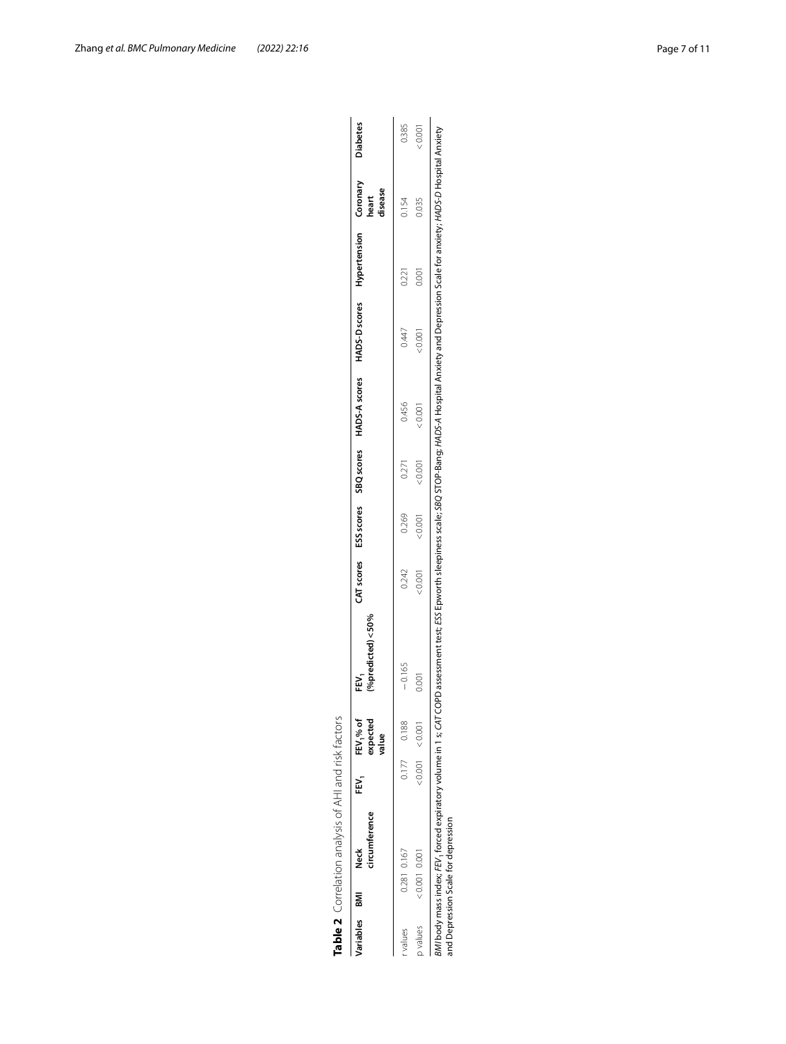**Table 2** Correlation analysis of AHI and risk factors

| Variables | BMI | Neck circumference | $FEV_1$ | $FEV_1$% of expected value | $FEV_1$ (%predicted) < 50% | CAT scores | ESS scores | SBQ scores | HADS-A scores | HADS-D scores | Hypertension | Coronary heart disease | Diabetes |
|---|---|---|---|---|---|---|---|---|---|---|---|---|---|
| r values | 0.281 | 0.167 | 0.177 | 0.188 | −0.165 | 0.242 | 0.269 | 0.271 | 0.456 | 0.447 | 0.221 | 0.154 | 0.385 |
| p values | < 0.001 | 0.001 | < 0.001 | < 0.001 | 0.001 | < 0.001 | < 0.001 | < 0.001 | < 0.001 | < 0.001 | 0.001 | 0.035 | < 0.001 |

*BMI* body mass index; *$FEV_1$* forced expiratory volume in 1 s; *CAT* COPD assessment test; *ESS* Epworth sleepiness scale; *SBQ* STOP-Bang; *HADS-A* Hospital Anxiety and Depression Scale for anxiety; *HADS-D* Hospital Anxiety and Depression Scale for depression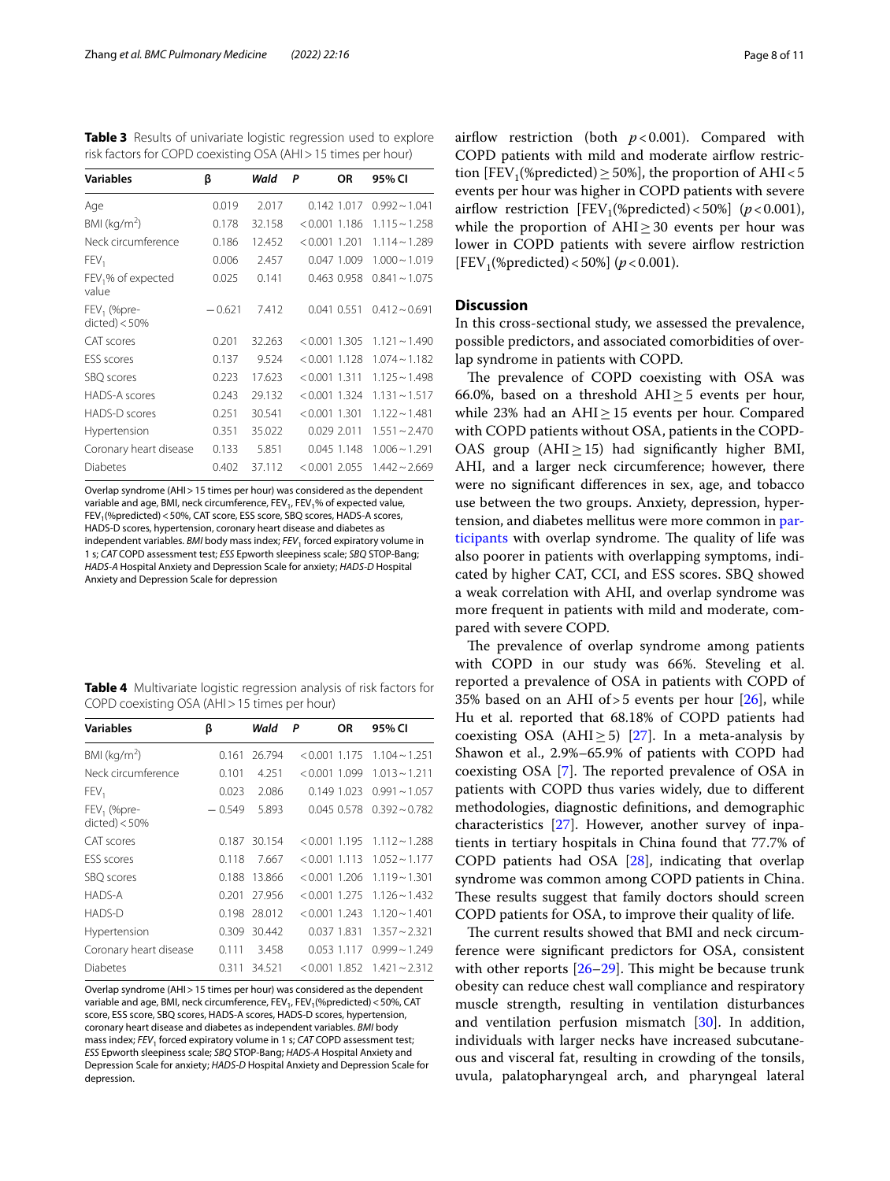**Table 3** Results of univariate logistic regression used to explore risk factors for COPD coexisting OSA (AHI > 15 times per hour)

| Variables | β | Wald | P | OR | 95% CI |
|---|---|---|---|---|---|
| Age | 0.019 | 2.017 | 0.142 | 1.017 | 0.992 ~ 1.041 |
| BMI (kg/m$^2$) | 0.178 | 32.158 | < 0.001 | 1.186 | 1.115 ~ 1.258 |
| Neck circumference | 0.186 | 12.452 | < 0.001 | 1.201 | 1.114 ~ 1.289 |
| $FEV_1$ | 0.006 | 2.457 | 0.047 | 1.009 | 1.000 ~ 1.019 |
| $FEV_1$% of expected value | 0.025 | 0.141 | 0.463 | 0.958 | 0.841 ~ 1.075 |
| $FEV_1$ (%predicted) < 50% | − 0.621 | 7.412 | 0.041 | 0.551 | 0.412 ~ 0.691 |
| CAT scores | 0.201 | 32.263 | < 0.001 | 1.305 | 1.121 ~ 1.490 |
| ESS scores | 0.137 | 9.524 | < 0.001 | 1.128 | 1.074 ~ 1.182 |
| SBQ scores | 0.223 | 17.623 | < 0.001 | 1.311 | 1.125 ~ 1.498 |
| HADS-A scores | 0.243 | 29.132 | < 0.001 | 1.324 | 1.131 ~ 1.517 |
| HADS-D scores | 0.251 | 30.541 | < 0.001 | 1.301 | 1.122 ~ 1.481 |
| Hypertension | 0.351 | 35.022 | 0.029 | 2.011 | 1.551 ~ 2.470 |
| Coronary heart disease | 0.133 | 5.851 | 0.045 | 1.148 | 1.006 ~ 1.291 |
| Diabetes | 0.402 | 37.112 | < 0.001 | 2.055 | 1.442 ~ 2.669 |

Overlap syndrome (AHI > 15 times per hour) was considered as the dependent variable and age, BMI, neck circumference, $FEV_1$, $FEV_1$% of expected value, $FEV_1$(%predicted) < 50%, CAT score, ESS score, SBQ scores, HADS-A scores, HADS-D scores, hypertension, coronary heart disease and diabetes as independent variables. *BMI* body mass index; *$FEV_1$* forced expiratory volume in 1 s; *CAT* COPD assessment test; *ESS* Epworth sleepiness scale; *SBQ* STOP-Bang; *HADS-A* Hospital Anxiety and Depression Scale for anxiety; *HADS-D* Hospital Anxiety and Depression Scale for depression

**Table 4** Multivariate logistic regression analysis of risk factors for COPD coexisting OSA (AHI > 15 times per hour)

| Variables | β | Wald | P | OR | 95% CI |
|---|---|---|---|---|---|
| BMI (kg/m$^2$) | 0.161 | 26.794 | < 0.001 | 1.175 | 1.104 ~ 1.251 |
| Neck circumference | 0.101 | 4.251 | < 0.001 | 1.099 | 1.013 ~ 1.211 |
| $FEV_1$ | 0.023 | 2.086 | 0.149 | 1.023 | 0.991 ~ 1.057 |
| $FEV_1$ (%predicted) < 50% | − 0.549 | 5.893 | 0.045 | 0.578 | 0.392 ~ 0.782 |
| CAT scores | 0.187 | 30.154 | < 0.001 | 1.195 | 1.112 ~ 1.288 |
| ESS scores | 0.118 | 7.667 | < 0.001 | 1.113 | 1.052 ~ 1.177 |
| SBQ scores | 0.188 | 13.866 | < 0.001 | 1.206 | 1.119 ~ 1.301 |
| HADS-A | 0.201 | 27.956 | < 0.001 | 1.275 | 1.126 ~ 1.432 |
| HADS-D | 0.198 | 28.012 | < 0.001 | 1.243 | 1.120 ~ 1.401 |
| Hypertension | 0.309 | 30.442 | 0.037 | 1.831 | 1.357 ~ 2.321 |
| Coronary heart disease | 0.111 | 3.458 | 0.053 | 1.117 | 0.999 ~ 1.249 |
| Diabetes | 0.311 | 34.521 | < 0.001 | 1.852 | 1.421 ~ 2.312 |

Overlap syndrome (AHI > 15 times per hour) was considered as the dependent variable and age, BMI, neck circumference, $FEV_1$, $FEV_1$(%predicted) < 50%, CAT score, ESS score, SBQ scores, HADS-A scores, HADS-D scores, hypertension, coronary heart disease and diabetes as independent variables. *BMI* body mass index; *$FEV_1$* forced expiratory volume in 1 s; *CAT* COPD assessment test; *ESS* Epworth sleepiness scale; *SBQ* STOP-Bang; *HADS-A* Hospital Anxiety and Depression Scale for anxiety; *HADS-D* Hospital Anxiety and Depression Scale for depression.

airflow restriction (both $p < 0.001$). Compared with COPD patients with mild and moderate airflow restriction [$FEV_1$(%predicted) ≥ 50%], the proportion of AHI < 5 events per hour was higher in COPD patients with severe airflow restriction [$FEV_1$(%predicted) < 50%] ($p < 0.001$), while the proportion of AHI ≥ 30 events per hour was lower in COPD patients with severe airflow restriction [$FEV_1$(%predicted) < 50%] ($p < 0.001$).

## Discussion

In this cross-sectional study, we assessed the prevalence, possible predictors, and associated comorbidities of overlap syndrome in patients with COPD.

The prevalence of COPD coexisting with OSA was 66.0%, based on a threshold AHI ≥ 5 events per hour, while 23% had an AHI ≥ 15 events per hour. Compared with COPD patients without OSA, patients in the COPD-OAS group (AHI ≥ 15) had significantly higher BMI, AHI, and a larger neck circumference; however, there were no significant differences in sex, age, and tobacco use between the two groups. Anxiety, depression, hypertension, and diabetes mellitus were more common in participants with overlap syndrome. The quality of life was also poorer in patients with overlapping symptoms, indicated by higher CAT, CCI, and ESS scores. SBQ showed a weak correlation with AHI, and overlap syndrome was more frequent in patients with mild and moderate, compared with severe COPD.

The prevalence of overlap syndrome among patients with COPD in our study was 66%. Steveling et al. reported a prevalence of OSA in patients with COPD of 35% based on an AHI of > 5 events per hour [26], while Hu et al. reported that 68.18% of COPD patients had coexisting OSA (AHI ≥ 5) [27]. In a meta-analysis by Shawon et al., 2.9%–65.9% of patients with COPD had coexisting OSA [7]. The reported prevalence of OSA in patients with COPD thus varies widely, due to different methodologies, diagnostic definitions, and demographic characteristics [27]. However, another survey of inpatients in tertiary hospitals in China found that 77.7% of COPD patients had OSA [28], indicating that overlap syndrome was common among COPD patients in China. These results suggest that family doctors should screen COPD patients for OSA, to improve their quality of life.

The current results showed that BMI and neck circumference were significant predictors for OSA, consistent with other reports [26–29]. This might be because trunk obesity can reduce chest wall compliance and respiratory muscle strength, resulting in ventilation disturbances and ventilation perfusion mismatch [30]. In addition, individuals with larger necks have increased subcutaneous and visceral fat, resulting in crowding of the tonsils, uvula, palatopharyngeal arch, and pharyngeal lateral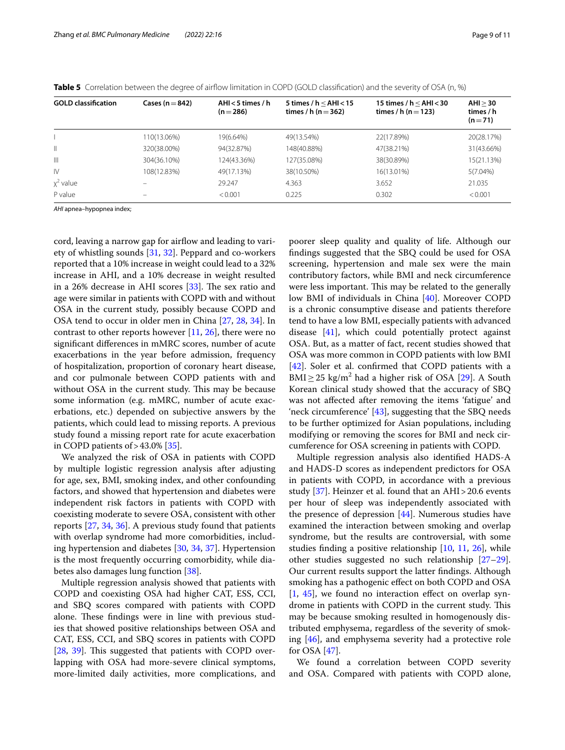**Table 5** Correlation between the degree of airflow limitation in COPD (GOLD classification) and the severity of OSA (n, %)

| GOLD classification | Cases (n = 842) | AHI < 5 times / h (n = 286) | 5 times / h ≤ AHI < 15 times / h (n = 362) | 15 times / h ≤ AHI < 30 times / h (n = 123) | AHI ≥ 30 times / h (n = 71) |
|---|---|---|---|---|---|
| I | 110(13.06%) | 19(6.64%) | 49(13.54%) | 22(17.89%) | 20(28.17%) |
| II | 320(38.00%) | 94(32.87%) | 148(40.88%) | 47(38.21%) | 31(43.66%) |
| III | 304(36.10%) | 124(43.36%) | 127(35.08%) | 38(30.89%) | 15(21.13%) |
| IV | 108(12.83%) | 49(17.13%) | 38(10.50%) | 16(13.01%) | 5(7.04%) |
| $\chi^2$ value | – | 29.247 | 4.363 | 3.652 | 21.035 |
| P value | – | < 0.001 | 0.225 | 0.302 | < 0.001 |

*AHI* apnea–hypopnea index;

cord, leaving a narrow gap for airflow and leading to variety of whistling sounds [31, 32]. Peppard and co-workers reported that a 10% increase in weight could lead to a 32% increase in AHI, and a 10% decrease in weight resulted in a 26% decrease in AHI scores [33]. The sex ratio and age were similar in patients with COPD with and without OSA in the current study, possibly because COPD and OSA tend to occur in older men in China [27, 28, 34]. In contrast to other reports however [11, 26], there were no significant differences in mMRC scores, number of acute exacerbations in the year before admission, frequency of hospitalization, proportion of coronary heart disease, and cor pulmonale between COPD patients with and without OSA in the current study. This may be because some information (e.g. mMRC, number of acute exacerbations, etc.) depended on subjective answers by the patients, which could lead to missing reports. A previous study found a missing report rate for acute exacerbation in COPD patients of > 43.0% [35].

We analyzed the risk of OSA in patients with COPD by multiple logistic regression analysis after adjusting for age, sex, BMI, smoking index, and other confounding factors, and showed that hypertension and diabetes were independent risk factors in patients with COPD with coexisting moderate to severe OSA, consistent with other reports [27, 34, 36]. A previous study found that patients with overlap syndrome had more comorbidities, including hypertension and diabetes [30, 34, 37]. Hypertension is the most frequently occurring comorbidity, while diabetes also damages lung function [38].

Multiple regression analysis showed that patients with COPD and coexisting OSA had higher CAT, ESS, CCI, and SBQ scores compared with patients with COPD alone. These findings were in line with previous studies that showed positive relationships between OSA and CAT, ESS, CCI, and SBQ scores in patients with COPD [28, 39]. This suggested that patients with COPD overlapping with OSA had more-severe clinical symptoms, more-limited daily activities, more complications, and poorer sleep quality and quality of life. Although our findings suggested that the SBQ could be used for OSA screening, hypertension and male sex were the main contributory factors, while BMI and neck circumference were less important. This may be related to the generally low BMI of individuals in China [40]. Moreover COPD is a chronic consumptive disease and patients therefore tend to have a low BMI, especially patients with advanced disease [41], which could potentially protect against OSA. But, as a matter of fact, recent studies showed that OSA was more common in COPD patients with low BMI [42]. Soler et al. confirmed that COPD patients with a BMI ≥ 25 kg/m$^2$ had a higher risk of OSA [29]. A South Korean clinical study showed that the accuracy of SBQ was not affected after removing the items 'fatigue' and 'neck circumference' [43], suggesting that the SBQ needs to be further optimized for Asian populations, including modifying or removing the scores for BMI and neck circumference for OSA screening in patients with COPD.

Multiple regression analysis also identified HADS-A and HADS-D scores as independent predictors for OSA in patients with COPD, in accordance with a previous study [37]. Heinzer et al. found that an AHI > 20.6 events per hour of sleep was independently associated with the presence of depression [44]. Numerous studies have examined the interaction between smoking and overlap syndrome, but the results are controversial, with some studies finding a positive relationship [10, 11, 26], while other studies suggested no such relationship [27–29]. Our current results support the latter findings. Although smoking has a pathogenic effect on both COPD and OSA [1, 45], we found no interaction effect on overlap syndrome in patients with COPD in the current study. This may be because smoking resulted in homogenously distributed emphysema, regardless of the severity of smoking [46], and emphysema severity had a protective role for OSA [47].

We found a correlation between COPD severity and OSA. Compared with patients with COPD alone,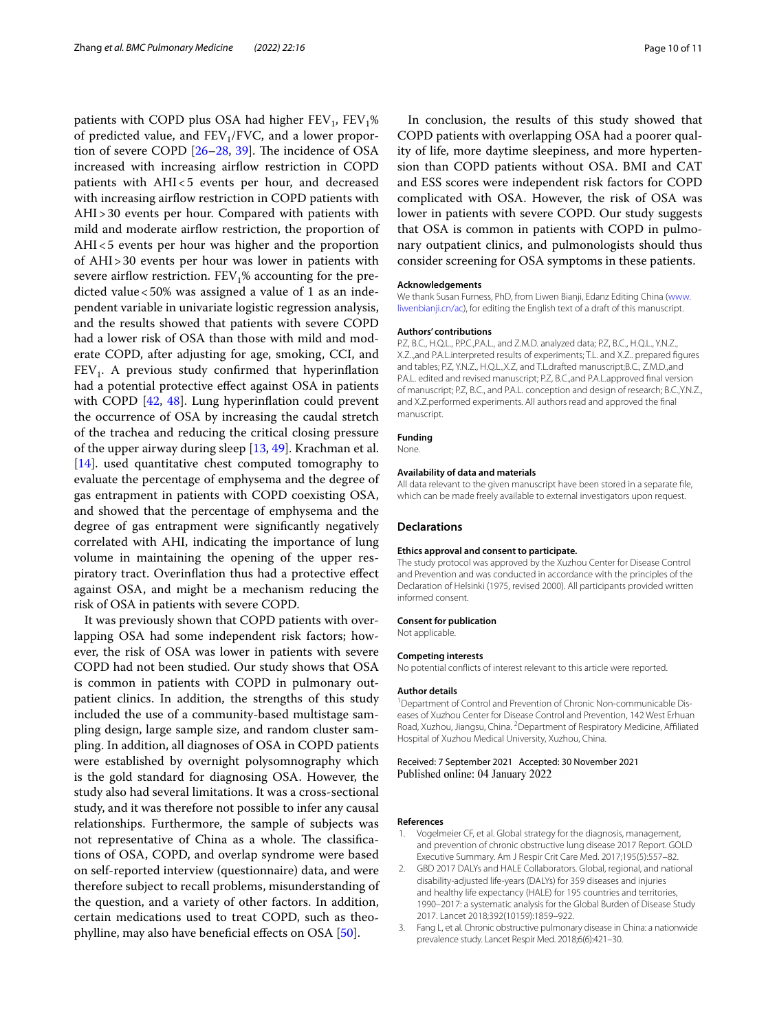patients with COPD plus OSA had higher $FEV_1$, $FEV_1$% of predicted value, and $FEV_1/FVC$, and a lower proportion of severe COPD [26–28, 39]. The incidence of OSA increased with increasing airflow restriction in COPD patients with AHI < 5 events per hour, and decreased with increasing airflow restriction in COPD patients with AHI > 30 events per hour. Compared with patients with mild and moderate airflow restriction, the proportion of AHI < 5 events per hour was higher and the proportion of AHI > 30 events per hour was lower in patients with severe airflow restriction. $FEV_1$% accounting for the predicted value < 50% was assigned a value of 1 as an independent variable in univariate logistic regression analysis, and the results showed that patients with severe COPD had a lower risk of OSA than those with mild and moderate COPD, after adjusting for age, smoking, CCI, and $FEV_1$. A previous study confirmed that hyperinflation had a potential protective effect against OSA in patients with COPD [42, 48]. Lung hyperinflation could prevent the occurrence of OSA by increasing the caudal stretch of the trachea and reducing the critical closing pressure of the upper airway during sleep [13, 49]. Krachman et al. [14]. used quantitative chest computed tomography to evaluate the percentage of emphysema and the degree of gas entrapment in patients with COPD coexisting OSA, and showed that the percentage of emphysema and the degree of gas entrapment were significantly negatively correlated with AHI, indicating the importance of lung volume in maintaining the opening of the upper respiratory tract. Overinflation thus had a protective effect against OSA, and might be a mechanism reducing the risk of OSA in patients with severe COPD.

It was previously shown that COPD patients with overlapping OSA had some independent risk factors; however, the risk of OSA was lower in patients with severe COPD had not been studied. Our study shows that OSA is common in patients with COPD in pulmonary outpatient clinics. In addition, the strengths of this study included the use of a community-based multistage sampling design, large sample size, and random cluster sampling. In addition, all diagnoses of OSA in COPD patients were established by overnight polysomnography which is the gold standard for diagnosing OSA. However, the study also had several limitations. It was a cross-sectional study, and it was therefore not possible to infer any causal relationships. Furthermore, the sample of subjects was not representative of China as a whole. The classifications of OSA, COPD, and overlap syndrome were based on self-reported interview (questionnaire) data, and were therefore subject to recall problems, misunderstanding of the question, and a variety of other factors. In addition, certain medications used to treat COPD, such as theophylline, may also have beneficial effects on OSA [50].

In conclusion, the results of this study showed that COPD patients with overlapping OSA had a poorer quality of life, more daytime sleepiness, and more hypertension than COPD patients without OSA. BMI and CAT and ESS scores were independent risk factors for COPD complicated with OSA. However, the risk of OSA was lower in patients with severe COPD. Our study suggests that OSA is common in patients with COPD in pulmonary outpatient clinics, and pulmonologists should thus consider screening for OSA symptoms in these patients.

#### Acknowledgements
We thank Susan Furness, PhD, from Liwen Bianji, Edanz Editing China (www.liwenbianji.cn/ac), for editing the English text of a draft of this manuscript.

#### Authors' contributions
P.Z, B.C., H.Q.L., P.P.C.,P.A.L., and Z.M.D. analyzed data; P.Z, B.C., H.Q.L., Y.N.Z., X.Z.,and P.A.L.interpreted results of experiments; T.L. and X.Z.. prepared figures and tables; P.Z, Y.N.Z., H.Q.L.,X.Z, and T.L.drafted manuscript;B.C., Z.M.D.,and P.A.L. edited and revised manuscript; P.Z, B.C.,and P.A.L.approved final version of manuscript; P.Z, B.C., and P.A.L. conception and design of research; B.C.,Y.N.Z., and X.Z.performed experiments. All authors read and approved the final manuscript.

#### Funding
None.

#### Availability of data and materials
All data relevant to the given manuscript have been stored in a separate file, which can be made freely available to external investigators upon request.

### Declarations

#### Ethics approval and consent to participate.
The study protocol was approved by the Xuzhou Center for Disease Control and Prevention and was conducted in accordance with the principles of the Declaration of Helsinki (1975, revised 2000). All participants provided written informed consent.

#### Consent for publication
Not applicable.

#### Competing interests
No potential conflicts of interest relevant to this article were reported.

#### Author details
[1] Department of Control and Prevention of Chronic Non-communicable Diseases of Xuzhou Center for Disease Control and Prevention, 142 West Erhuan Road, Xuzhou, Jiangsu, China. [2] Department of Respiratory Medicine, Affiliated Hospital of Xuzhou Medical University, Xuzhou, China.

Received: 7 September 2021 Accepted: 30 November 2021
Published online: 04 January 2022

#### References
1. Vogelmeier CF, et al. Global strategy for the diagnosis, management, and prevention of chronic obstructive lung disease 2017 Report. GOLD Executive Summary. Am J Respir Crit Care Med. 2017;195(5):557–82.
2. GBD 2017 DALYs and HALE Collaborators. Global, regional, and national disability-adjusted life-years (DALYs) for 359 diseases and injuries and healthy life expectancy (HALE) for 195 countries and territories, 1990–2017: a systematic analysis for the Global Burden of Disease Study 2017. Lancet 2018;392(10159):1859–922.
3. Fang L, et al. Chronic obstructive pulmonary disease in China: a nationwide prevalence study. Lancet Respir Med. 2018;6(6):421–30.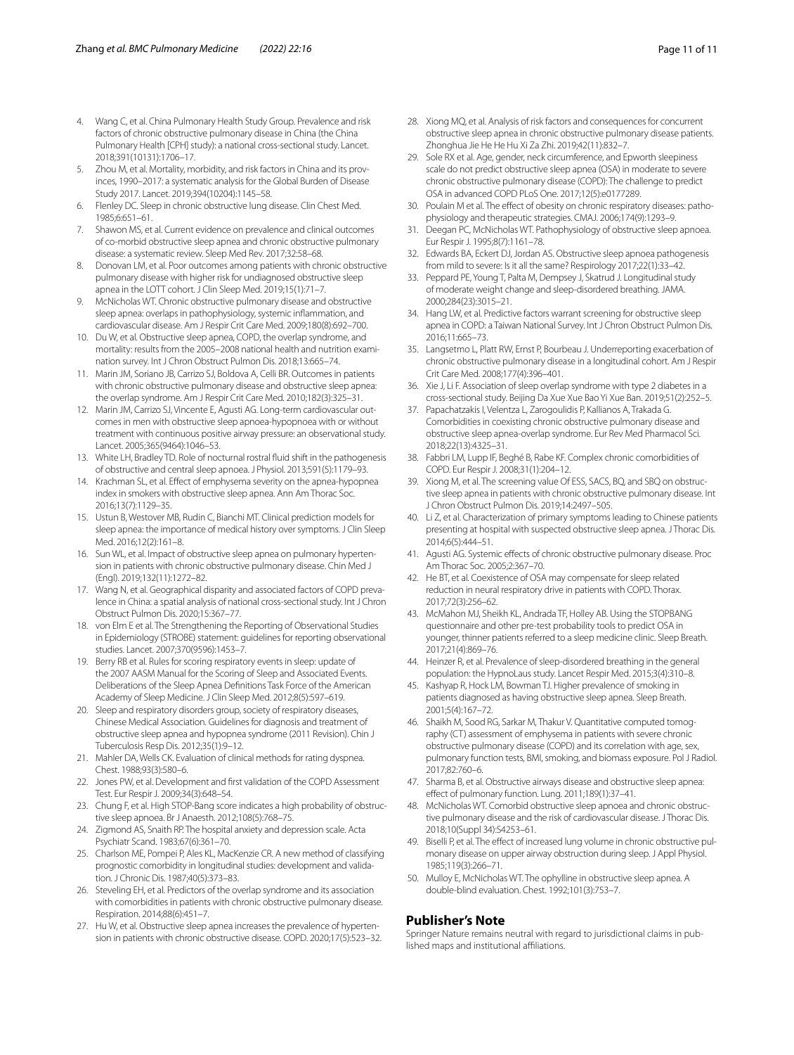4. Wang C, et al. China Pulmonary Health Study Group. Prevalence and risk factors of chronic obstructive pulmonary disease in China (the China Pulmonary Health [CPH] study): a national cross-sectional study. Lancet. 2018;391(10131):1706–17.
5. Zhou M, et al. Mortality, morbidity, and risk factors in China and its provinces, 1990–2017: a systematic analysis for the Global Burden of Disease Study 2017. Lancet. 2019;394(10204):1145–58.
6. Flenley DC. Sleep in chronic obstructive lung disease. Clin Chest Med. 1985;6:651–61.
7. Shawon MS, et al. Current evidence on prevalence and clinical outcomes of co-morbid obstructive sleep apnea and chronic obstructive pulmonary disease: a systematic review. Sleep Med Rev. 2017;32:58–68.
8. Donovan LM, et al. Poor outcomes among patients with chronic obstructive pulmonary disease with higher risk for undiagnosed obstructive sleep apnea in the LOTT cohort. J Clin Sleep Med. 2019;15(1):71–7.
9. McNicholas WT. Chronic obstructive pulmonary disease and obstructive sleep apnea: overlaps in pathophysiology, systemic inflammation, and cardiovascular disease. Am J Respir Crit Care Med. 2009;180(8):692–700.
10. Du W, et al. Obstructive sleep apnea, COPD, the overlap syndrome, and mortality: results from the 2005–2008 national health and nutrition examination survey. Int J Chron Obstruct Pulmon Dis. 2018;13:665–74.
11. Marin JM, Soriano JB, Carrizo SJ, Boldova A, Celli BR. Outcomes in patients with chronic obstructive pulmonary disease and obstructive sleep apnea: the overlap syndrome. Am J Respir Crit Care Med. 2010;182(3):325–31.
12. Marin JM, Carrizo SJ, Vincente E, Agusti AG. Long-term cardiovascular outcomes in men with obstructive sleep apnoea-hypopnoea with or without treatment with continuous positive airway pressure: an observational study. Lancet. 2005;365(9464):1046–53.
13. White LH, Bradley TD. Role of nocturnal rostral fluid shift in the pathogenesis of obstructive and central sleep apnoea. J Physiol. 2013;591(5):1179–93.
14. Krachman SL, et al. Effect of emphysema severity on the apnea-hypopnea index in smokers with obstructive sleep apnea. Ann Am Thorac Soc. 2016;13(7):1129–35.
15. Ustun B, Westover MB, Rudin C, Bianchi MT. Clinical prediction models for sleep apnea: the importance of medical history over symptoms. J Clin Sleep Med. 2016;12(2):161–8.
16. Sun WL, et al. Impact of obstructive sleep apnea on pulmonary hypertension in patients with chronic obstructive pulmonary disease. Chin Med J (Engl). 2019;132(11):1272–82.
17. Wang N, et al. Geographical disparity and associated factors of COPD prevalence in China: a spatial analysis of national cross-sectional study. Int J Chron Obstruct Pulmon Dis. 2020;15:367–77.
18. von Elm E et al. The Strengthening the Reporting of Observational Studies in Epidemiology (STROBE) statement: guidelines for reporting observational studies. Lancet. 2007;370(9596):1453–7.
19. Berry RB et al. Rules for scoring respiratory events in sleep: update of the 2007 AASM Manual for the Scoring of Sleep and Associated Events. Deliberations of the Sleep Apnea Definitions Task Force of the American Academy of Sleep Medicine. J Clin Sleep Med. 2012;8(5):597–619.
20. Sleep and respiratory disorders group, society of respiratory diseases, Chinese Medical Association. Guidelines for diagnosis and treatment of obstructive sleep apnea and hypopnea syndrome (2011 Revision). Chin J Tuberculosis Resp Dis. 2012;35(1):9–12.
21. Mahler DA, Wells CK. Evaluation of clinical methods for rating dyspnea. Chest. 1988;93(3):580–6.
22. Jones PW, et al. Development and first validation of the COPD Assessment Test. Eur Respir J. 2009;34(3):648–54.
23. Chung F, et al. High STOP-Bang score indicates a high probability of obstructive sleep apnoea. Br J Anaesth. 2012;108(5):768–75.
24. Zigmond AS, Snaith RP. The hospital anxiety and depression scale. Acta Psychiatr Scand. 1983;67(6):361–70.
25. Charlson ME, Pompei P, Ales KL, MacKenzie CR. A new method of classifying prognostic comorbidity in longitudinal studies: development and validation. J Chronic Dis. 1987;40(5):373–83.
26. Steveling EH, et al. Predictors of the overlap syndrome and its association with comorbidities in patients with chronic obstructive pulmonary disease. Respiration. 2014;88(6):451–7.
27. Hu W, et al. Obstructive sleep apnea increases the prevalence of hypertension in patients with chronic obstructive disease. COPD. 2020;17(5):523–32.
28. Xiong MQ, et al. Analysis of risk factors and consequences for concurrent obstructive sleep apnea in chronic obstructive pulmonary disease patients. Zhonghua Jie He He Hu Xi Za Zhi. 2019;42(11):832–7.
29. Sole RX et al. Age, gender, neck circumference, and Epworth sleepiness scale do not predict obstructive sleep apnea (OSA) in moderate to severe chronic obstructive pulmonary disease (COPD): The challenge to predict OSA in advanced COPD PLoS One. 2017;12(5):e0177289.
30. Poulain M et al. The effect of obesity on chronic respiratory diseases: pathophysiology and therapeutic strategies. CMAJ. 2006;174(9):1293–9.
31. Deegan PC, McNicholas WT. Pathophysiology of obstructive sleep apnoea. Eur Respir J. 1995;8(7):1161–78.
32. Edwards BA, Eckert DJ, Jordan AS. Obstructive sleep apnoea pathogenesis from mild to severe: Is it all the same? Respirology 2017;22(1):33–42.
33. Peppard PE, Young T, Palta M, Dempsey J, Skatrud J. Longitudinal study of moderate weight change and sleep-disordered breathing. JAMA. 2000;284(23):3015–21.
34. Hang LW, et al. Predictive factors warrant screening for obstructive sleep apnea in COPD: a Taiwan National Survey. Int J Chron Obstruct Pulmon Dis. 2016;11:665–73.
35. Langsetmo L, Platt RW, Ernst P, Bourbeau J. Underreporting exacerbation of chronic obstructive pulmonary disease in a longitudinal cohort. Am J Respir Crit Care Med. 2008;177(4):396–401.
36. Xie J, Li F. Association of sleep overlap syndrome with type 2 diabetes in a cross-sectional study. Beijing Da Xue Xue Bao Yi Xue Ban. 2019;51(2):252–5.
37. Papachatzakis I, Velentza L, Zarogoulidis P, Kallianos A, Trakada G. Comorbidities in coexisting chronic obstructive pulmonary disease and obstructive sleep apnea-overlap syndrome. Eur Rev Med Pharmacol Sci. 2018;22(13):4325–31.
38. Fabbri LM, Lupp IF, Beghé B, Rabe KF. Complex chronic comorbidities of COPD. Eur Respir J. 2008;31(1):204–12.
39. Xiong M, et al. The screening value Of ESS, SACS, BQ, and SBQ on obstructive sleep apnea in patients with chronic obstructive pulmonary disease. Int J Chron Obstruct Pulmon Dis. 2019;14:2497–505.
40. Li Z, et al. Characterization of primary symptoms leading to Chinese patients presenting at hospital with suspected obstructive sleep apnea. J Thorac Dis. 2014;6(5):444–51.
41. Agusti AG. Systemic effects of chronic obstructive pulmonary disease. Proc Am Thorac Soc. 2005;2:367–70.
42. He BT, et al. Coexistence of OSA may compensate for sleep related reduction in neural respiratory drive in patients with COPD. Thorax. 2017;72(3):256–62.
43. McMahon MJ, Sheikh KL, Andrada TF, Holley AB. Using the STOPBANG questionnaire and other pre-test probability tools to predict OSA in younger, thinner patients referred to a sleep medicine clinic. Sleep Breath. 2017;21(4):869–76.
44. Heinzer R, et al. Prevalence of sleep-disordered breathing in the general population: the HypnoLaus study. Lancet Respir Med. 2015;3(4):310–8.
45. Kashyap R, Hock LM, Bowman TJ. Higher prevalence of smoking in patients diagnosed as having obstructive sleep apnea. Sleep Breath. 2001;5(4):167–72.
46. Shaikh M, Sood RG, Sarkar M, Thakur V. Quantitative computed tomography (CT) assessment of emphysema in patients with severe chronic obstructive pulmonary disease (COPD) and its correlation with age, sex, pulmonary function tests, BMI, smoking, and biomass exposure. Pol J Radiol. 2017;82:760–6.
47. Sharma B, et al. Obstructive airways disease and obstructive sleep apnea: effect of pulmonary function. Lung. 2011;189(1):37–41.
48. McNicholas WT. Comorbid obstructive sleep apnoea and chronic obstructive pulmonary disease and the risk of cardiovascular disease. J Thorac Dis. 2018;10(Suppl 34):S4253–61.
49. Biselli P, et al. The effect of increased lung volume in chronic obstructive pulmonary disease on upper airway obstruction during sleep. J Appl Physiol. 1985;119(3):266–71.
50. Mulloy E, McNicholas WT. Theophylline in obstructive sleep apnea. A double-blind evaluation. Chest. 1992;101(3):753–7.

## Publisher's Note

Springer Nature remains neutral with regard to jurisdictional claims in published maps and institutional affiliations.